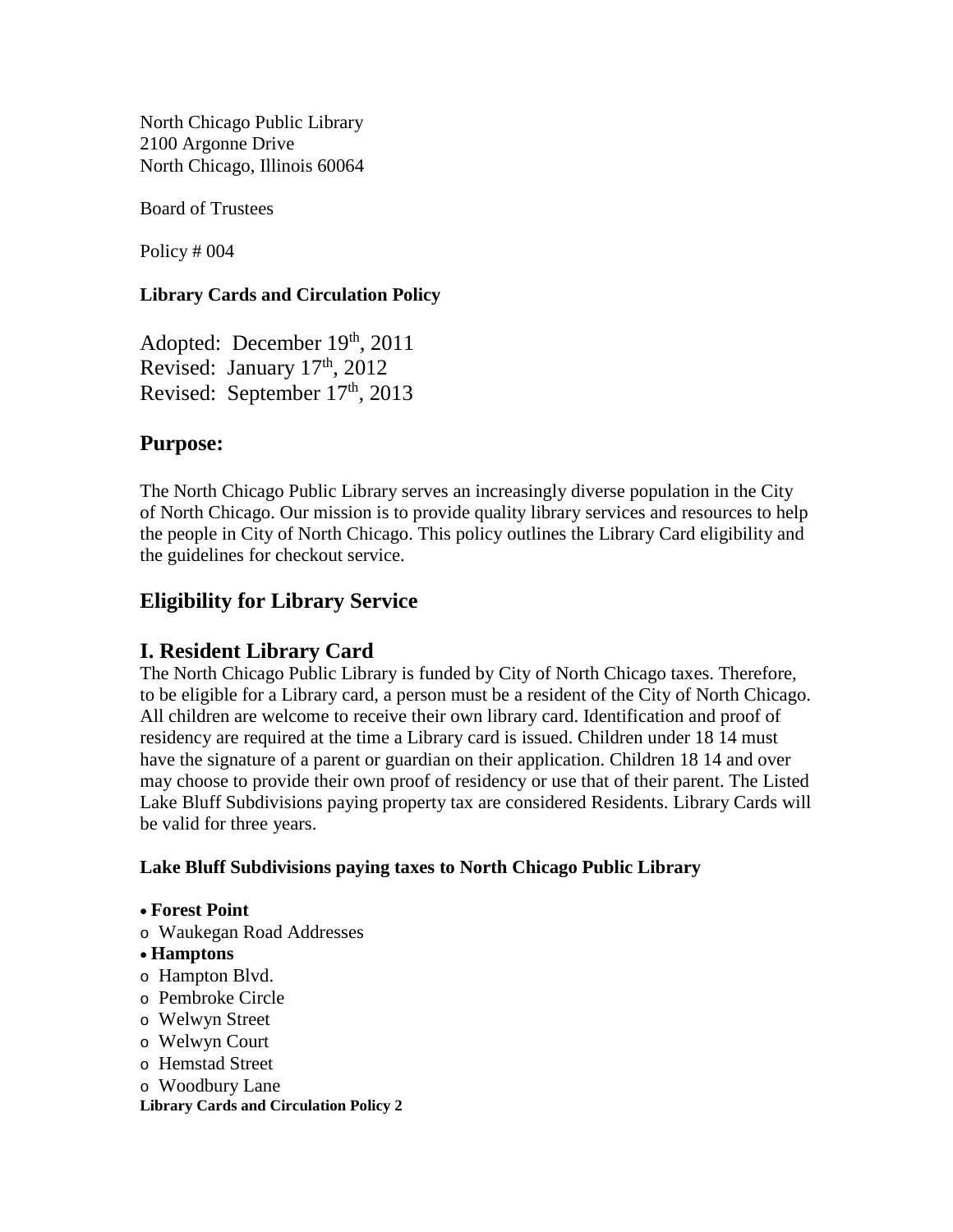North Chicago Public Library
2100 Argonne Drive
North Chicago, Illinois 60064

Board of Trustees

Policy # 004

**Library Cards and Circulation Policy**

Adopted: December 19th, 2011
Revised: January 17th, 2012
Revised: September 17th, 2013

## Purpose:

The North Chicago Public Library serves an increasingly diverse population in the City of North Chicago. Our mission is to provide quality library services and resources to help the people in City of North Chicago. This policy outlines the Library Card eligibility and the guidelines for checkout service.

## Eligibility for Library Service

## I. Resident Library Card

The North Chicago Public Library is funded by City of North Chicago taxes. Therefore, to be eligible for a Library card, a person must be a resident of the City of North Chicago. All children are welcome to receive their own library card. Identification and proof of residency are required at the time a Library card is issued. Children under 18 14 must have the signature of a parent or guardian on their application. Children 18 14 and over may choose to provide their own proof of residency or use that of their parent. The Listed Lake Bluff Subdivisions paying property tax are considered Residents. Library Cards will be valid for three years.

**Lake Bluff Subdivisions paying taxes to North Chicago Public Library**

- **Forest Point**
  - Waukegan Road Addresses
- **Hamptons**
  - Hampton Blvd.
  - Pembroke Circle
  - Welwyn Street
  - Welwyn Court
  - Hemstad Street
  - Woodbury Lane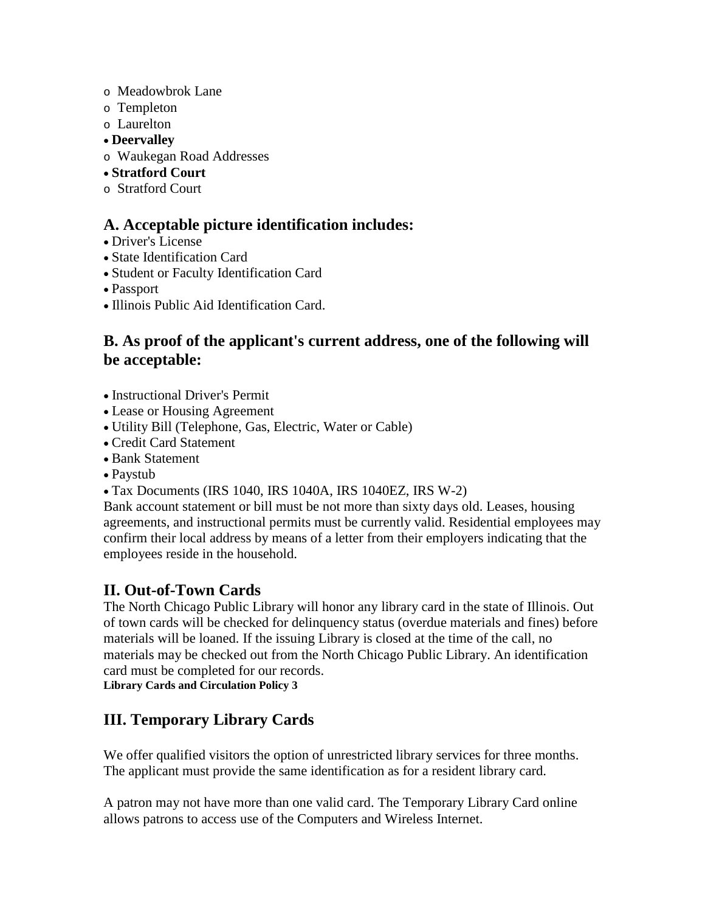- Meadowbrok Lane
  - Templeton
  - Laurelton
- **Deervalley**
  - Waukegan Road Addresses
- **Stratford Court**
  - Stratford Court

## A. Acceptable picture identification includes:

- Driver's License
- State Identification Card
- Student or Faculty Identification Card
- Passport
- Illinois Public Aid Identification Card.

## B. As proof of the applicant's current address, one of the following will be acceptable:

- Instructional Driver's Permit
- Lease or Housing Agreement
- Utility Bill (Telephone, Gas, Electric, Water or Cable)
- Credit Card Statement
- Bank Statement
- Paystub
- Tax Documents (IRS 1040, IRS 1040A, IRS 1040EZ, IRS W-2)

Bank account statement or bill must be not more than sixty days old. Leases, housing agreements, and instructional permits must be currently valid. Residential employees may confirm their local address by means of a letter from their employers indicating that the employees reside in the household.

## II. Out-of-Town Cards

The North Chicago Public Library will honor any library card in the state of Illinois. Out of town cards will be checked for delinquency status (overdue materials and fines) before materials will be loaned. If the issuing Library is closed at the time of the call, no materials may be checked out from the North Chicago Public Library. An identification card must be completed for our records.

**Library Cards and Circulation Policy 3**

## III. Temporary Library Cards

We offer qualified visitors the option of unrestricted library services for three months. The applicant must provide the same identification as for a resident library card.

A patron may not have more than one valid card. The Temporary Library Card online allows patrons to access use of the Computers and Wireless Internet.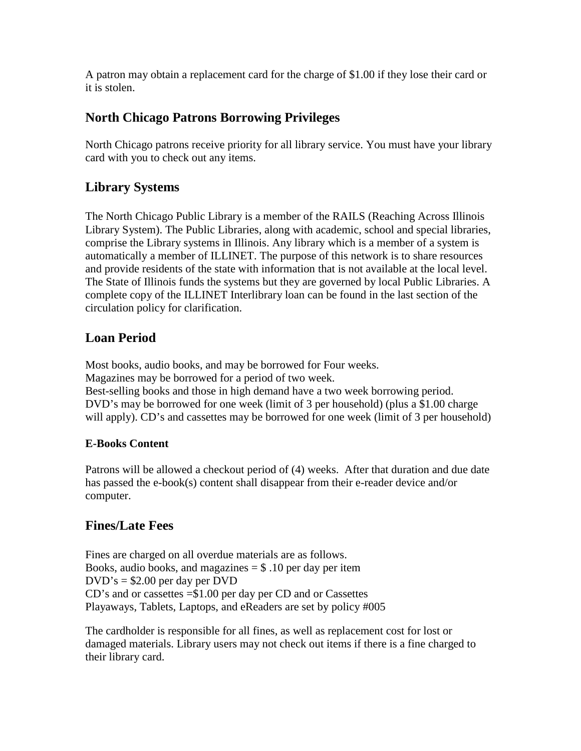A patron may obtain a replacement card for the charge of $1.00 if they lose their card or it is stolen.

## North Chicago Patrons Borrowing Privileges

North Chicago patrons receive priority for all library service. You must have your library card with you to check out any items.

## Library Systems

The North Chicago Public Library is a member of the RAILS (Reaching Across Illinois Library System). The Public Libraries, along with academic, school and special libraries, comprise the Library systems in Illinois. Any library which is a member of a system is automatically a member of ILLINET. The purpose of this network is to share resources and provide residents of the state with information that is not available at the local level. The State of Illinois funds the systems but they are governed by local Public Libraries. A complete copy of the ILLINET Interlibrary loan can be found in the last section of the circulation policy for clarification.

## Loan Period

Most books, audio books, and may be borrowed for Four weeks.
Magazines may be borrowed for a period of two week.
Best-selling books and those in high demand have a two week borrowing period.
DVD's may be borrowed for one week (limit of 3 per household) (plus a $1.00 charge will apply). CD's and cassettes may be borrowed for one week (limit of 3 per household)

### E-Books Content

Patrons will be allowed a checkout period of (4) weeks. After that duration and due date has passed the e-book(s) content shall disappear from their e-reader device and/or computer.

## Fines/Late Fees

Fines are charged on all overdue materials are as follows.
Books, audio books, and magazines = $ .10 per day per item
DVD's = $2.00 per day per DVD
CD's and or cassettes =$1.00 per day per CD and or Cassettes
Playaways, Tablets, Laptops, and eReaders are set by policy #005

The cardholder is responsible for all fines, as well as replacement cost for lost or damaged materials. Library users may not check out items if there is a fine charged to their library card.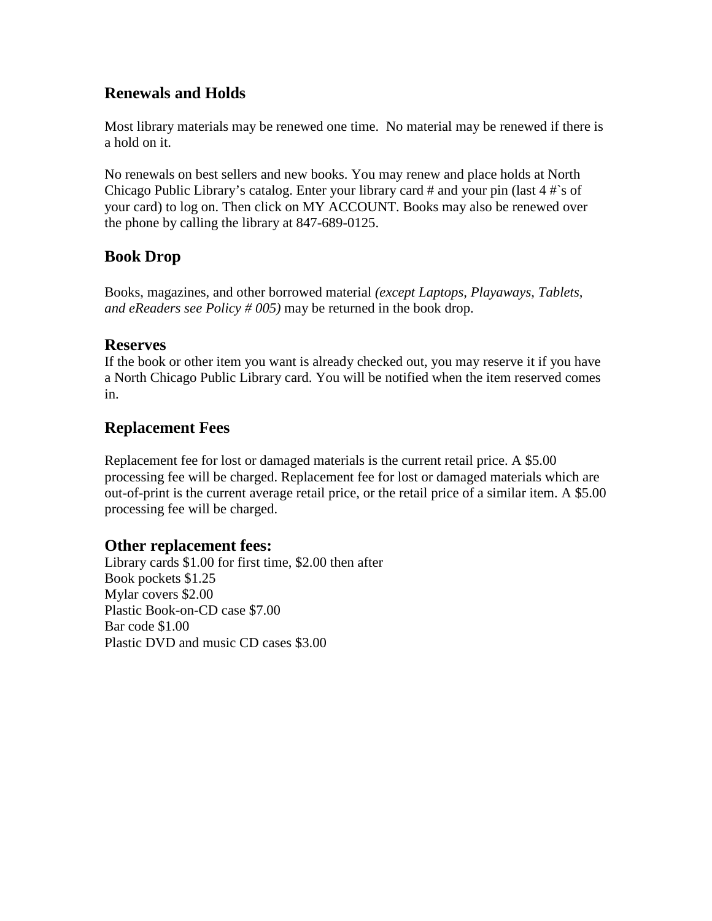## Renewals and Holds

Most library materials may be renewed one time. No material may be renewed if there is a hold on it.

No renewals on best sellers and new books. You may renew and place holds at North Chicago Public Library's catalog. Enter your library card # and your pin (last 4 #`s of your card) to log on. Then click on MY ACCOUNT. Books may also be renewed over the phone by calling the library at 847-689-0125.

## Book Drop

Books, magazines, and other borrowed material *(except Laptops, Playaways, Tablets, and eReaders see Policy # 005)* may be returned in the book drop.

## Reserves

If the book or other item you want is already checked out, you may reserve it if you have a North Chicago Public Library card. You will be notified when the item reserved comes in.

## Replacement Fees

Replacement fee for lost or damaged materials is the current retail price. A $5.00 processing fee will be charged. Replacement fee for lost or damaged materials which are out-of-print is the current average retail price, or the retail price of a similar item. A $5.00 processing fee will be charged.

## Other replacement fees:

Library cards $1.00 for first time, $2.00 then after
Book pockets $1.25
Mylar covers $2.00
Plastic Book-on-CD case $7.00
Bar code $1.00
Plastic DVD and music CD cases $3.00